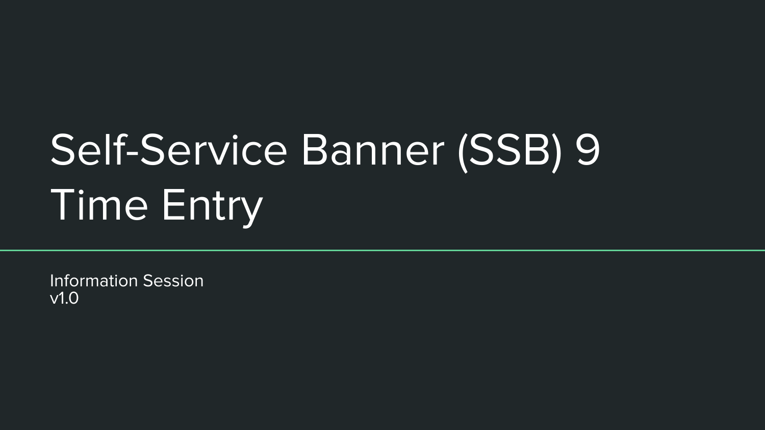# Self-Service Banner (SSB) 9 Time Entry

Information Session
v1.0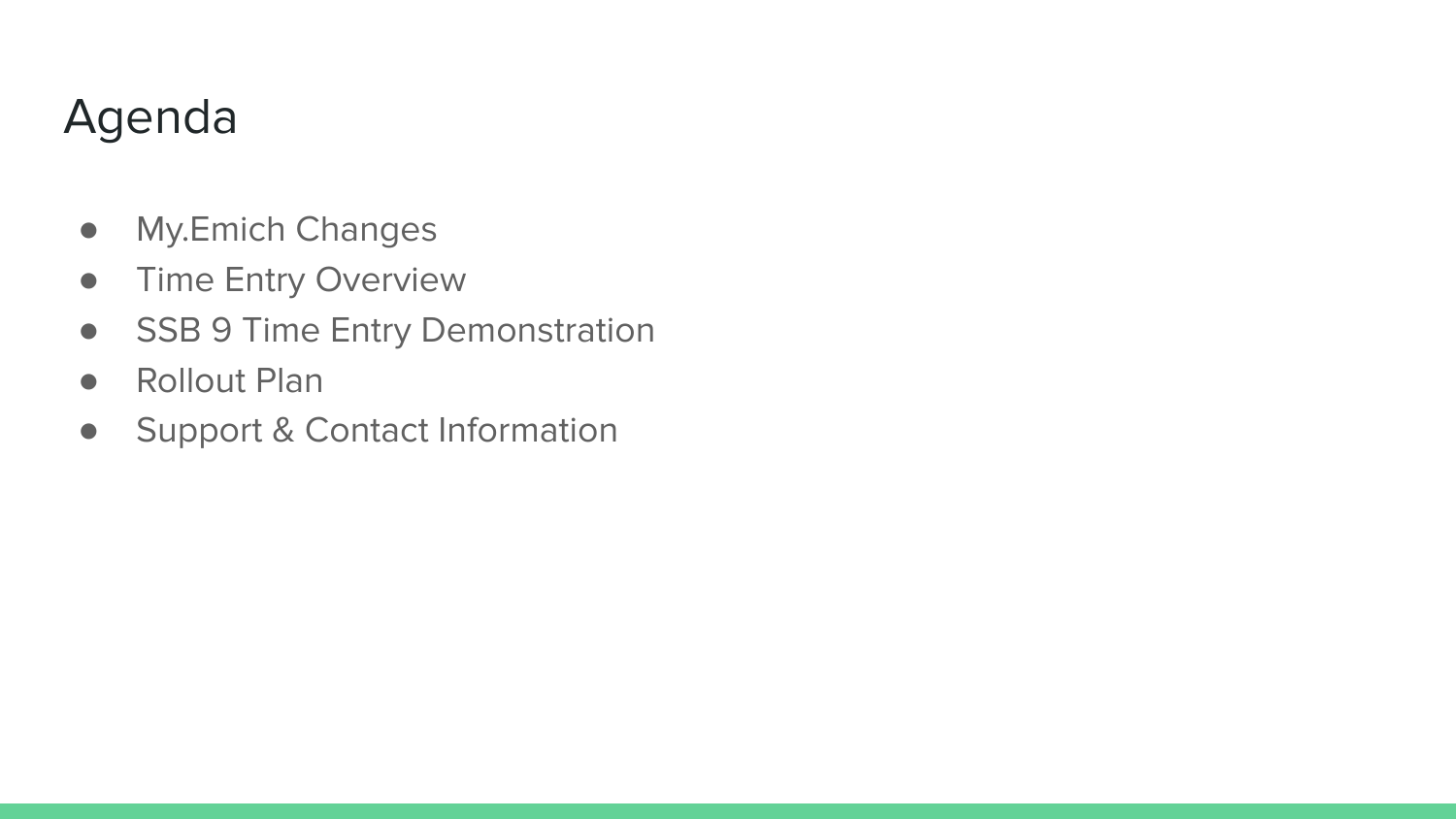# Agenda

- My.Emich Changes
- Time Entry Overview
- SSB 9 Time Entry Demonstration
- Rollout Plan
- Support & Contact Information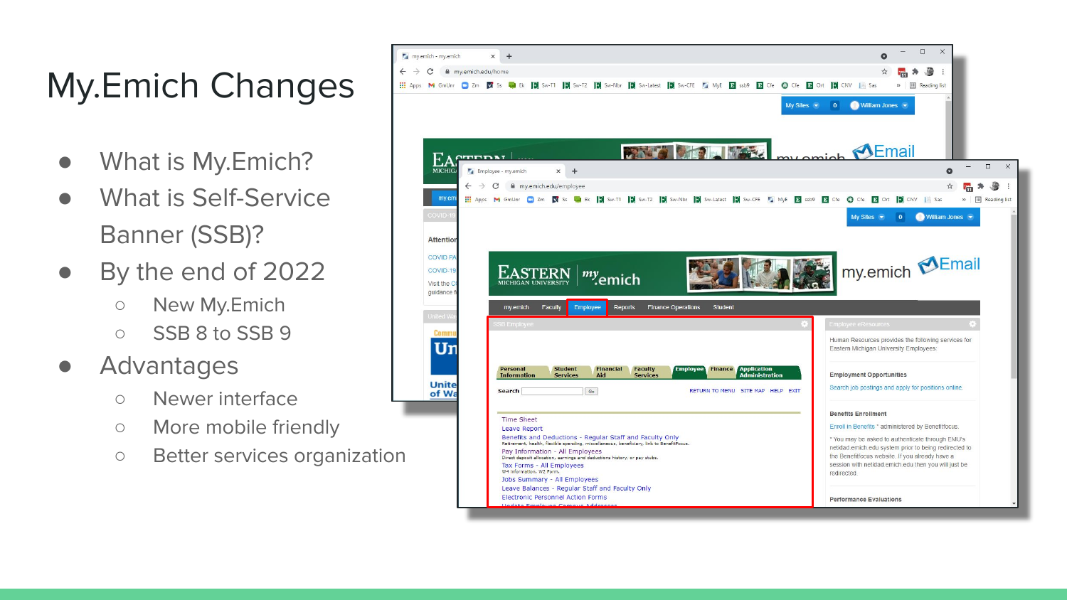# My.Emich Changes

- What is My.Emich?
- What is Self-Service Banner (SSB)?
- By the end of 2022
  - New My.Emich
  - SSB 8 to SSB 9
- Advantages
  - Newer interface
  - More mobile friendly
  - Better services organization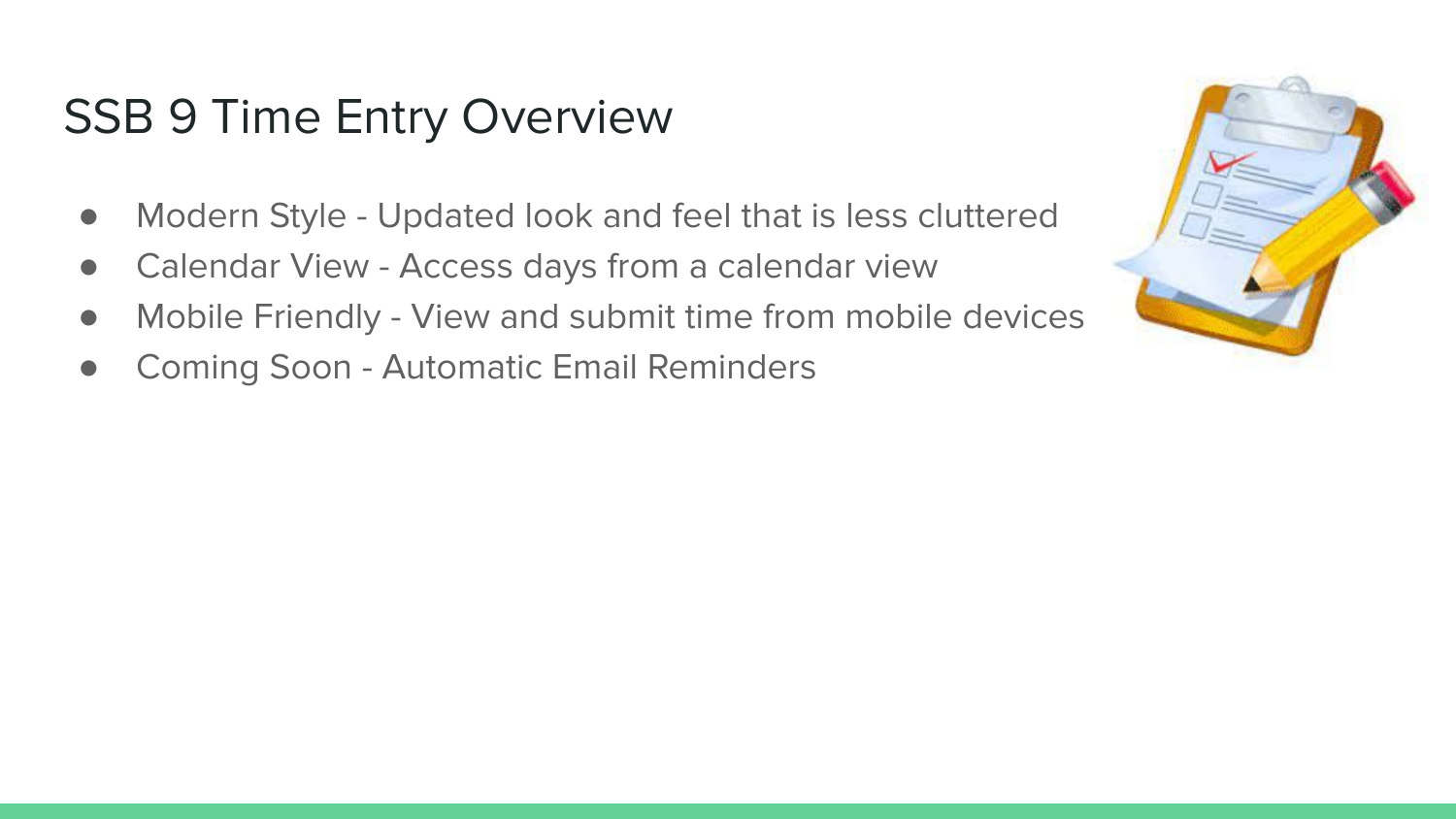# SSB 9 Time Entry Overview

- Modern Style - Updated look and feel that is less cluttered
- Calendar View - Access days from a calendar view
- Mobile Friendly - View and submit time from mobile devices
- Coming Soon - Automatic Email Reminders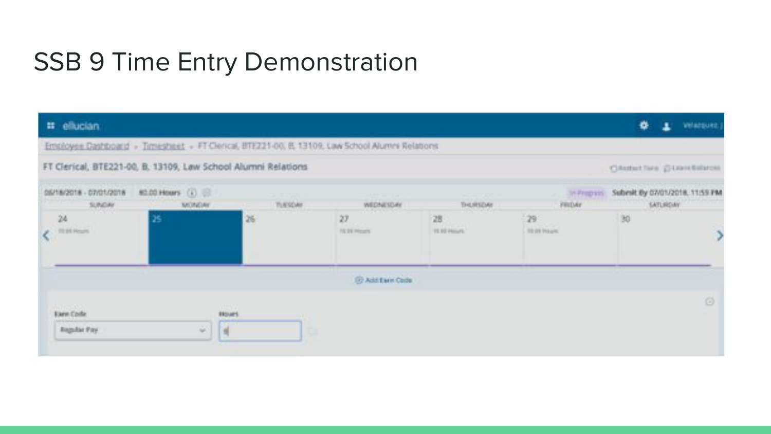# SSB 9 Time Entry Demonstration

ellucian

Employee Dashboard - Timesheet - FT Clerical, BTE221-00, B, 13109, Law School Alumni Relations

FT Clerical, BTE221-00, B, 13109, Law School Alumni Relations

06/18/2018 - 07/01/2018 80.00 Hours

In Progress Submit By 07/01/2018, 11:59 PM

| SUNDAY | MONDAY | TUESDAY | WEDNESDAY | THURSDAY | FRIDAY | SATURDAY |
|---|---|---|---|---|---|---|
| 24 | 25 | 26 | 27 | 28 | 29 | 30 |

Add Earn Code

Earn Code: Regular Pay

Hours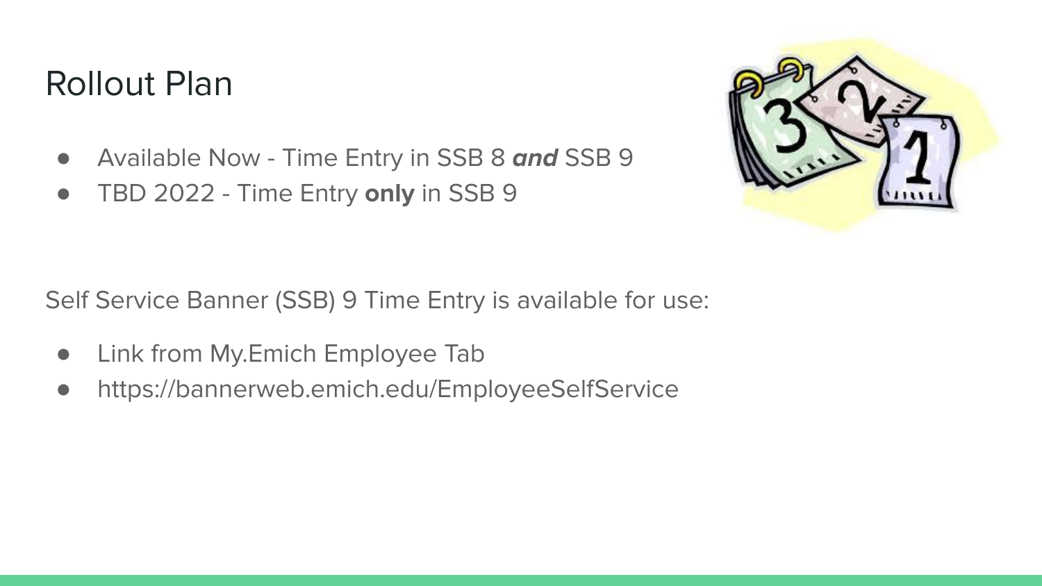# Rollout Plan

- Available Now - Time Entry in SSB 8 ***and*** SSB 9
- TBD 2022 - Time Entry **only** in SSB 9

Self Service Banner (SSB) 9 Time Entry is available for use:

- Link from My.Emich Employee Tab
- https://bannerweb.emich.edu/EmployeeSelfService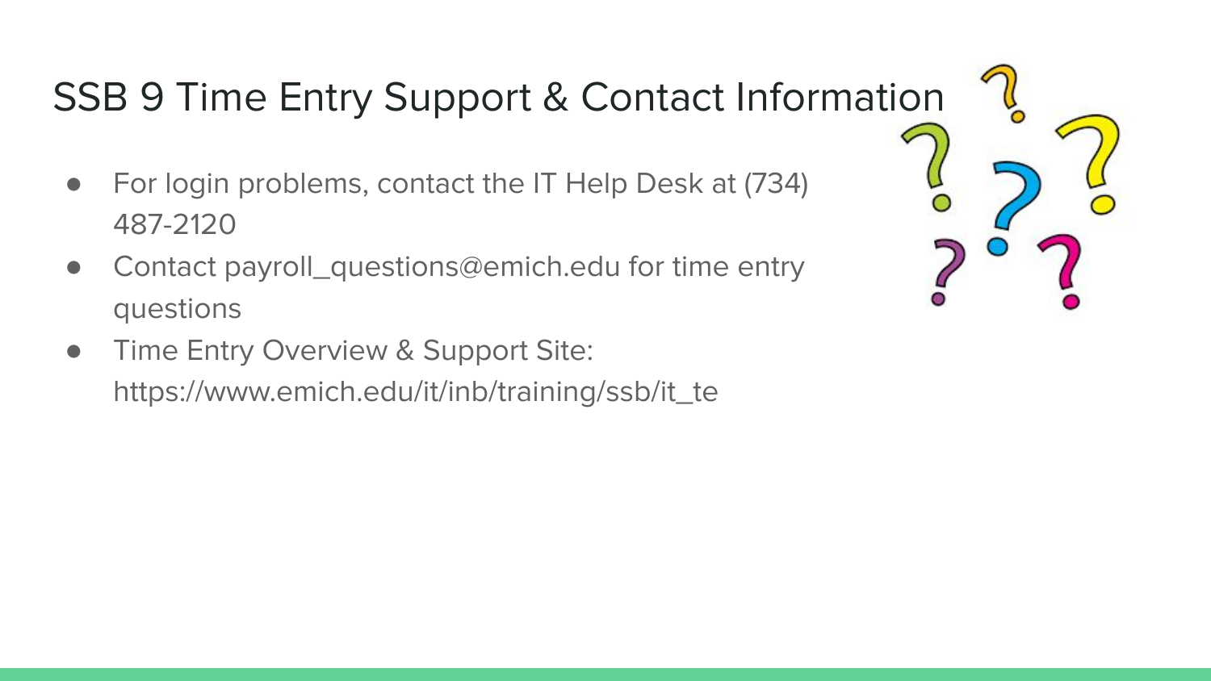# SSB 9 Time Entry Support & Contact Information

- For login problems, contact the IT Help Desk at (734) 487-2120
- Contact payroll_questions@emich.edu for time entry questions
- Time Entry Overview & Support Site: https://www.emich.edu/it/inb/training/ssb/it_te